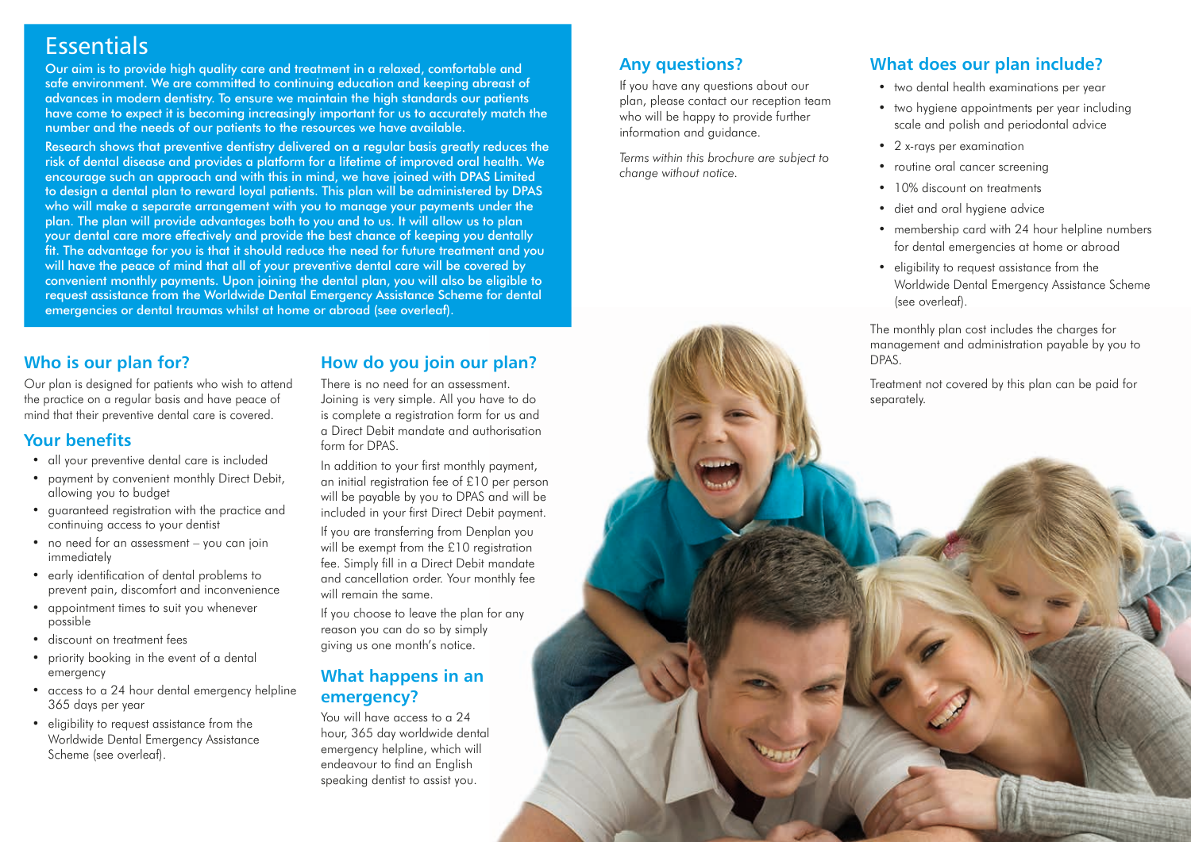# Essentials

Our aim is to provide high quality care and treatment in a relaxed, comfortable and safe environment. We are committed to continuing education and keeping abreast of advances in modern dentistry. To ensure we maintain the high standards our patients have come to expect it is becoming increasingly important for us to accurately match the number and the needs of our patients to the resources we have available.

Research shows that preventive dentistry delivered on a regular basis greatly reduces the risk of dental disease and provides a platform for a lifetime of improved oral health. We encourage such an approach and with this in mind, we have joined with DPAS Limited to design a dental plan to reward loyal patients. This plan will be administered by DPAS who will make a separate arrangement with you to manage your payments under the plan. The plan will provide advantages both to you and to us. It will allow us to plan your dental care more effectively and provide the best chance of keeping you dentally fit. The advantage for you is that it should reduce the need for future treatment and you will have the peace of mind that all of your preventive dental care will be covered by convenient monthly payments. Upon joining the dental plan, you will also be eligible to request assistance from the Worldwide Dental Emergency Assistance Scheme for dental emergencies or dental traumas whilst at home or abroad (see overleaf).

## Who is our plan for?

Our plan is designed for patients who wish to attend the practice on a regular basis and have peace of mind that their preventive dental care is covered.

## Your benefits

- all your preventive dental care is included
- payment by convenient monthly Direct Debit, allowing you to budget
- guaranteed registration with the practice and continuing access to your dentist
- no need for an assessment – you can join immediately
- early identification of dental problems to prevent pain, discomfort and inconvenience
- appointment times to suit you whenever possible
- discount on treatment fees
- priority booking in the event of a dental emergency
- access to a 24 hour dental emergency helpline 365 days per year
- eligibility to request assistance from the Worldwide Dental Emergency Assistance Scheme (see overleaf).

## How do you join our plan?

There is no need for an assessment. Joining is very simple. All you have to do is complete a registration form for us and a Direct Debit mandate and authorisation form for DPAS.

In addition to your first monthly payment, an initial registration fee of £10 per person will be payable by you to DPAS and will be included in your first Direct Debit payment.

If you are transferring from Denplan you will be exempt from the £10 registration fee. Simply fill in a Direct Debit mandate and cancellation order. Your monthly fee will remain the same.

If you choose to leave the plan for any reason you can do so by simply giving us one month's notice.

## What happens in an emergency?

You will have access to a 24 hour, 365 day worldwide dental emergency helpline, which will endeavour to find an English speaking dentist to assist you.

## Any questions?

If you have any questions about our plan, please contact our reception team who will be happy to provide further information and guidance.

*Terms within this brochure are subject to change without notice.*

## What does our plan include?

- two dental health examinations per year
- two hygiene appointments per year including scale and polish and periodontal advice
- 2 x-rays per examination
- routine oral cancer screening
- 10% discount on treatments
- diet and oral hygiene advice
- membership card with 24 hour helpline numbers for dental emergencies at home or abroad
- eligibility to request assistance from the Worldwide Dental Emergency Assistance Scheme (see overleaf).

The monthly plan cost includes the charges for management and administration payable by you to DPAS.

Treatment not covered by this plan can be paid for separately.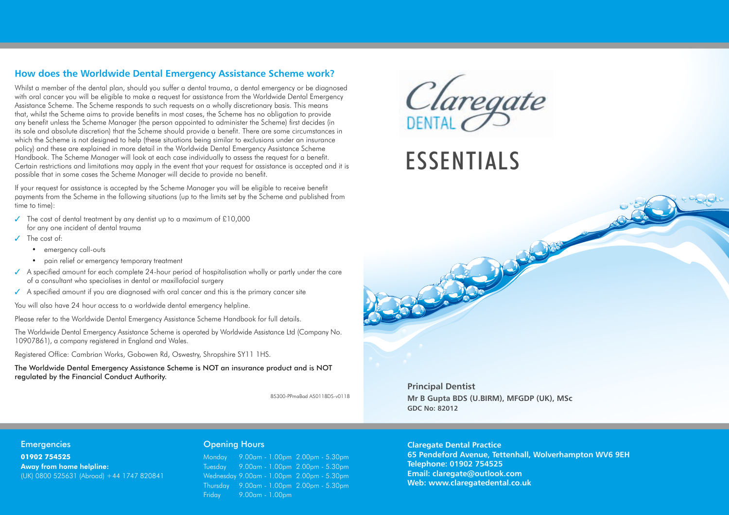## How does the Worldwide Dental Emergency Assistance Scheme work?

Whilst a member of the dental plan, should you suffer a dental trauma, a dental emergency or be diagnosed with oral cancer you will be eligible to make a request for assistance from the Worldwide Dental Emergency Assistance Scheme. The Scheme responds to such requests on a wholly discretionary basis. This means that, whilst the Scheme aims to provide benefits in most cases, the Scheme has no obligation to provide any benefit unless the Scheme Manager (the person appointed to administer the Scheme) first decides (in its sole and absolute discretion) that the Scheme should provide a benefit. There are some circumstances in which the Scheme is not designed to help (these situations being similar to exclusions under an insurance policy) and these are explained in more detail in the Worldwide Dental Emergency Assistance Scheme Handbook. The Scheme Manager will look at each case individually to assess the request for a benefit. Certain restrictions and limitations may apply in the event that your request for assistance is accepted and it is possible that in some cases the Scheme Manager will decide to provide no benefit.

If your request for assistance is accepted by the Scheme Manager you will be eligible to receive benefit payments from the Scheme in the following situations (up to the limits set by the Scheme and published from time to time):

- ✓ The cost of dental treatment by any dentist up to a maximum of £10,000 for any one incident of dental trauma
- ✓ The cost of:
  - emergency call-outs
  - pain relief or emergency temporary treatment
- ✓ A specified amount for each complete 24-hour period of hospitalisation wholly or partly under the care of a consultant who specialises in dental or maxillofacial surgery
- ✓ A specified amount if you are diagnosed with oral cancer and this is the primary cancer site

You will also have 24 hour access to a worldwide dental emergency helpline.

Please refer to the Worldwide Dental Emergency Assistance Scheme Handbook for full details.

The Worldwide Dental Emergency Assistance Scheme is operated by Worldwide Assistance Ltd (Company No. 10907861), a company registered in England and Wales.

Registered Office: Cambrian Works, Gobowen Rd, Oswestry, Shropshire SY11 1HS.

The Worldwide Dental Emergency Assistance Scheme is NOT an insurance product and is NOT regulated by the Financial Conduct Authority.

85300-PPmaBad A50118DS-v0118

# Claregate DENTAL

# ESSENTIALS

**Principal Dentist**
**Mr B Gupta BDS (U.BIRM), MFGDP (UK), MSc**
**GDC No: 82012**

### Emergencies

**01902 754525**
**Away from home helpline:**
(UK) 0800 525631 (Abroad) +44 1747 820841

### Opening Hours

| | | |
|---|---|---|
| Monday | 9.00am - 1.00pm | 2.00pm - 5.30pm |
| Tuesday | 9.00am - 1.00pm | 2.00pm - 5.30pm |
| Wednesday | 9.00am - 1.00pm | 2.00pm - 5.30pm |
| Thursday | 9.00am - 1.00pm | 2.00pm - 5.30pm |
| Friday | 9.00am - 1.00pm | |

**Claregate Dental Practice**
**65 Pendeford Avenue, Tettenhall, Wolverhampton WV6 9EH**
**Telephone: 01902 754525**
**Email: claregate@outlook.com**
**Web: www.claregatedental.co.uk**